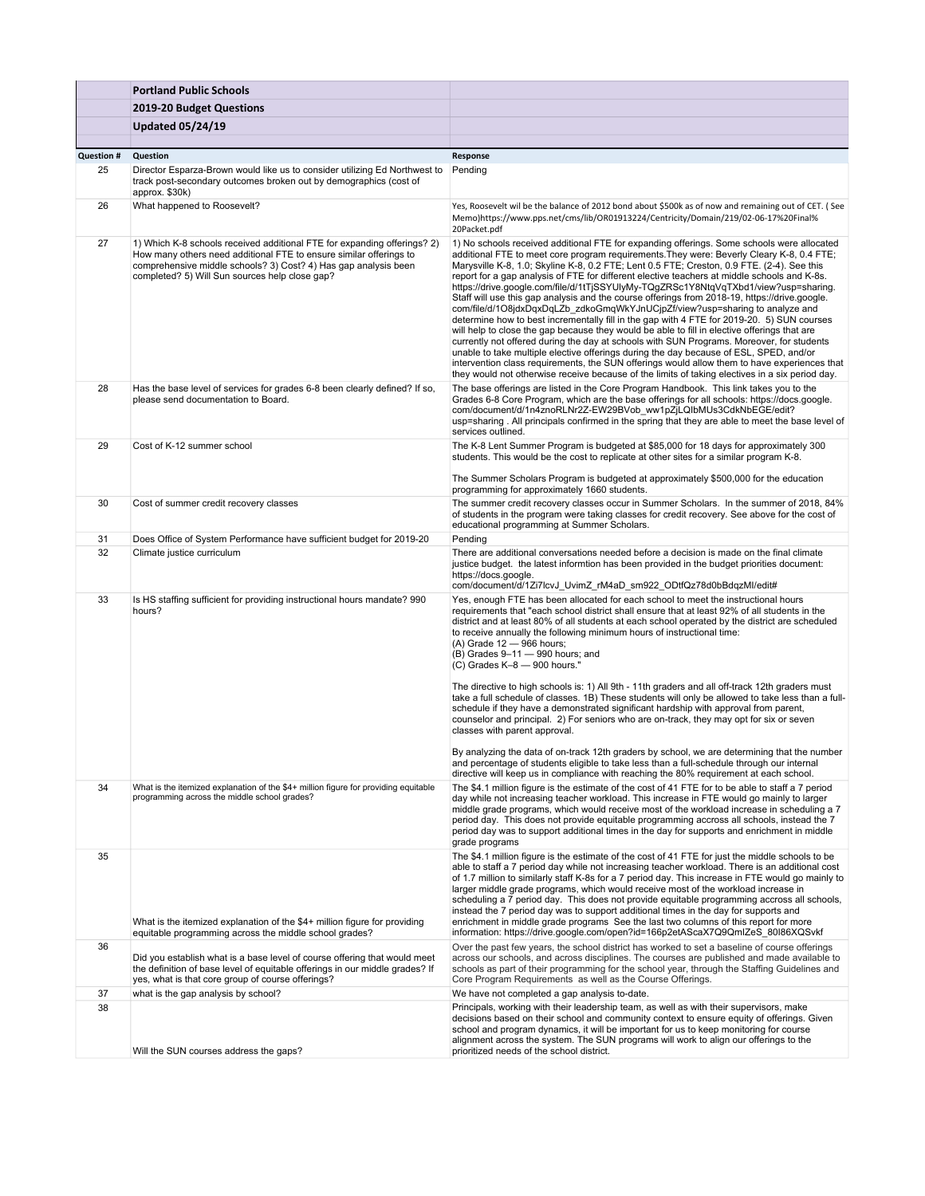| | Portland Public Schools | |
|---|---|---|
| | 2019-20 Budget Questions | |
| | Updated 05/24/19 | |
| Question # | Question | Response |
| 25 | Director Esparza-Brown would like us to consider utilizing Ed Northwest to track post-secondary outcomes broken out by demographics (cost of approx. $30k) | Pending |
| 26 | What happened to Roosevelt? | Yes, Roosevelt wil be the balance of 2012 bond about $500k as of now and remaining out of CET. ( See Memo)https://www.pps.net/cms/lib/OR01913224/Centricity/Domain/219/02-06-17%20Final%20Packet.pdf |
| 27 | 1) Which K-8 schools received additional FTE for expanding offerings? 2) How many others need additional FTE to ensure similar offerings to comprehensive middle schools? 3) Cost? 4) Has gap analysis been completed? 5) Will Sun sources help close gap? | 1) No schools received additional FTE for expanding offerings. Some schools were allocated additional FTE to meet core program requirements.They were: Beverly Cleary K-8, 0.4 FTE; Marysville K-8, 1.0; Skyline K-8, 0.2 FTE; Lent 0.5 FTE; Creston, 0.9 FTE. (2-4). See this report for a gap analysis of FTE for different elective teachers at middle schools and K-8s. https://drive.google.com/file/d/1tTjSSYUlyMy-TQgZRSc1Y8NtqVqTXbd1/view?usp=sharing. Staff will use this gap analysis and the course offerings from 2018-19, https://drive.google.com/file/d/1O8jdxDqxDqLZb_zdkoGmqWkYJnUCjpZf/view?usp=sharing to analyze and determine how to best incrementally fill in the gap with 4 FTE for 2019-20. 5) SUN courses will help to close the gap because they would be able to fill in elective offerings that are currently not offered during the day at schools with SUN Programs. Moreover, for students unable to take multiple elective offerings during the day because of ESL, SPED, and/or intervention class requirements, the SUN offerings would allow them to have experiences that they would not otherwise receive because of the limits of taking electives in a six period day. |
| 28 | Has the base level of services for grades 6-8 been clearly defined? If so, please send documentation to Board. | The base offerings are listed in the Core Program Handbook. This link takes you to the Grades 6-8 Core Program, which are the base offerings for all schools: https://docs.google.com/document/d/1n4znoRLNr2Z-EW29BVob_ww1pZjLQIbMUs3CdkNbEGE/edit?usp=sharing . All principals confirmed in the spring that they are able to meet the base level of services outlined. |
| 29 | Cost of K-12 summer school | The K-8 Lent Summer Program is budgeted at $85,000 for 18 days for approximately 300 students. This would be the cost to replicate at other sites for a similar program K-8.<br><br>The Summer Scholars Program is budgeted at approximately $500,000 for the education programming for approximately 1660 students. |
| 30 | Cost of summer credit recovery classes | The summer credit recovery classes occur in Summer Scholars. In the summer of 2018, 84% of students in the program were taking classes for credit recovery. See above for the cost of educational programming at Summer Scholars. |
| 31 | Does Office of System Performance have sufficient budget for 2019-20 | Pending |
| 32 | Climate justice curriculum | There are additional conversations needed before a decision is made on the final climate justice budget. the latest informtion has been provided in the budget priorities document: https://docs.google.com/document/d/1Zi7lcvJ_UvimZ_rM4aD_sm922_ODtfQz78d0bBdqzMI/edit# |
| 33 | Is HS staffing sufficient for providing instructional hours mandate? 990 hours? | Yes, enough FTE has been allocated for each school to meet the instructional hours requirements that "each school district shall ensure that at least 92% of all students in the district and at least 80% of all students at each school operated by the district are scheduled to receive annually the following minimum hours of instructional time:<br>(A) Grade 12 — 966 hours;<br>(B) Grades 9–11 — 990 hours; and<br>(C) Grades K–8 — 900 hours."<br><br>The directive to high schools is: 1) All 9th - 11th graders and all off-track 12th graders must take a full schedule of classes. 1B) These students will only be allowed to take less than a full-schedule if they have a demonstrated significant hardship with approval from parent, counselor and principal. 2) For seniors who are on-track, they may opt for six or seven classes with parent approval.<br><br>By analyzing the data of on-track 12th graders by school, we are determining that the number and percentage of students eligible to take less than a full-schedule through our internal directive will keep us in compliance with reaching the 80% requirement at each school. |
| 34 | What is the itemized explanation of the $4+ million figure for providing equitable programming across the middle school grades? | The $4.1 million figure is the estimate of the cost of 41 FTE for to be able to staff a 7 period day while not increasing teacher workload. This increase in FTE would go mainly to larger middle grade programs, which would receive most of the workload increase in scheduling a 7 period day. This does not provide equitable programming accross all schools, instead the 7 period day was to support additional times in the day for supports and enrichment in middle grade programs |
| 35 | What is the itemized explanation of the $4+ million figure for providing equitable programming across the middle school grades? | The $4.1 million figure is the estimate of the cost of 41 FTE for just the middle schools to be able to staff a 7 period day while not increasing teacher workload. There is an additional cost of 1.7 million to similarly staff K-8s for a 7 period day. This increase in FTE would go mainly to larger middle grade programs, which would receive most of the workload increase in scheduling a 7 period day. This does not provide equitable programming accross all schools, instead the 7 period day was to support additional times in the day for supports and enrichment in middle grade programs See the last two columns of this report for more information: https://drive.google.com/open?id=166p2etAScaX7Q9QmIZeS_80I86XQSvkf |
| 36 | Did you establish what is a base level of course offering that would meet the definition of base level of equitable offerings in our middle grades? If yes, what is that core group of course offerings? | Over the past few years, the school district has worked to set a baseline of course offerings across our schools, and across disciplines. The courses are published and made available to schools as part of their programming for the school year, through the Staffing Guidelines and Core Program Requirements as well as the Course Offerings. |
| 37 | what is the gap analysis by school? | We have not completed a gap analysis to-date. |
| 38 | Will the SUN courses address the gaps? | Principals, working with their leadership team, as well as with their supervisors, make decisions based on their school and community context to ensure equity of offerings. Given school and program dynamics, it will be important for us to keep monitoring for course alignment across the system. The SUN programs will work to align our offerings to the prioritized needs of the school district. |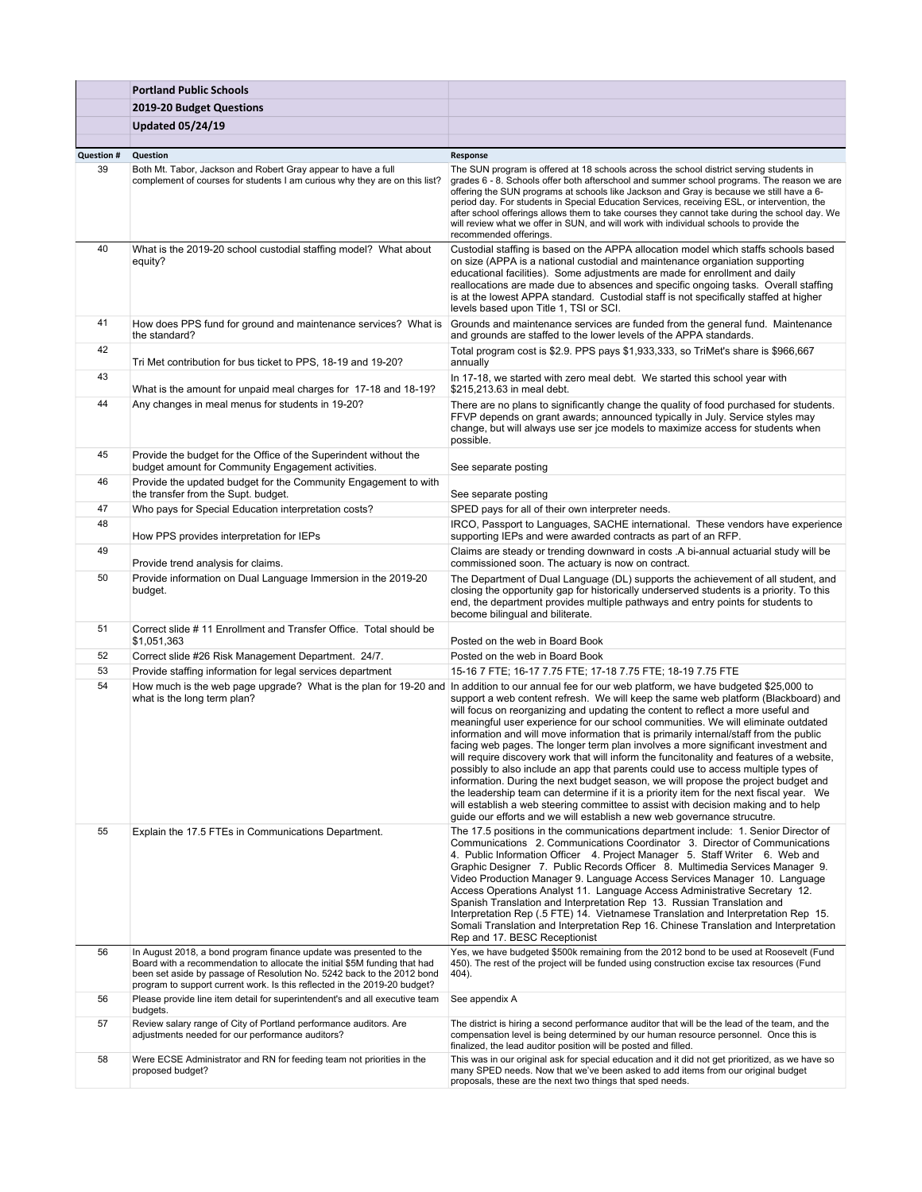| | Portland Public Schools | |
|---|---|---|
| | **2019-20 Budget Questions** | |
| | **Updated 05/24/19** | |
| **Question #** | **Question** | **Response** |
| 39 | Both Mt. Tabor, Jackson and Robert Gray appear to have a full complement of courses for students I am curious why they are on this list? | The SUN program is offered at 18 schools across the school district serving students in grades 6 - 8. Schools offer both afterschool and summer school programs. The reason we are offering the SUN programs at schools like Jackson and Gray is because we still have a 6-period day. For students in Special Education Services, receiving ESL, or intervention, the after school offerings allows them to take courses they cannot take during the school day. We will review what we offer in SUN, and will work with individual schools to provide the recommended offerings. |
| 40 | What is the 2019-20 school custodial staffing model? What about equity? | Custodial staffing is based on the APPA allocation model which staffs schools based on size (APPA is a national custodial and maintenance organiation supporting educational facilities). Some adjustments are made for enrollment and daily reallocations are made due to absences and specific ongoing tasks. Overall staffing is at the lowest APPA standard. Custodial staff is not specifically staffed at higher levels based upon Title 1, TSI or SCI. |
| 41 | How does PPS fund for ground and maintenance services? What is the standard? | Grounds and maintenance services are funded from the general fund. Maintenance and grounds are staffed to the lower levels of the APPA standards. |
| 42 | Tri Met contribution for bus ticket to PPS, 18-19 and 19-20? | Total program cost is $2.9. PPS pays $1,933,333, so TriMet's share is $966,667 annually |
| 43 | What is the amount for unpaid meal charges for 17-18 and 18-19? | In 17-18, we started with zero meal debt. We started this school year with $215,213.63 in meal debt. |
| 44 | Any changes in meal menus for students in 19-20? | There are no plans to significantly change the quality of food purchased for students. FFVP depends on grant awards; announced typically in July. Service styles may change, but will always use ser jce models to maximize access for students when possible. |
| 45 | Provide the budget for the Office of the Superindent without the budget amount for Community Engagement activities. | See separate posting |
| 46 | Provide the updated budget for the Community Engagement to with the transfer from the Supt. budget. | See separate posting |
| 47 | Who pays for Special Education interpretation costs? | SPED pays for all of their own interpreter needs. |
| 48 | How PPS provides interpretation for IEPs | IRCO, Passport to Languages, SACHE international. These vendors have experience supporting IEPs and were awarded contracts as part of an RFP. |
| 49 | Provide trend analysis for claims. | Claims are steady or trending downward in costs .A bi-annual actuarial study will be commissioned soon. The actuary is now on contract. |
| 50 | Provide information on Dual Language Immersion in the 2019-20 budget. | The Department of Dual Language (DL) supports the achievement of all student, and closing the opportunity gap for historically underserved students is a priority. To this end, the department provides multiple pathways and entry points for students to become bilingual and biliterate. |
| 51 | Correct slide # 11 Enrollment and Transfer Office. Total should be $1,051,363 | Posted on the web in Board Book |
| 52 | Correct slide #26 Risk Management Department. 24/7. | Posted on the web in Board Book |
| 53 | Provide staffing information for legal services department | 15-16 7 FTE; 16-17 7.75 FTE; 17-18 7.75 FTE; 18-19 7.75 FTE |
| 54 | How much is the web page upgrade? What is the plan for 19-20 and what is the long term plan? | In addition to our annual fee for our web platform, we have budgeted $25,000 to support a web content refresh. We will keep the same web platform (Blackboard) and will focus on reorganizing and updating the content to reflect a more useful and meaningful user experience for our school communities. We will eliminate outdated information and will move information that is primarily internal/staff from the public facing web pages. The longer term plan involves a more significant investment and will require discovery work that will inform the funcitonality and features of a website, possibly to also include an app that parents could use to access multiple types of information. During the next budget season, we will propose the project budget and the leadership team can determine if it is a priority item for the next fiscal year. We will establish a web steering committee to assist with decision making and to help guide our efforts and we will establish a new web governance strucutre. |
| 55 | Explain the 17.5 FTEs in Communications Department. | The 17.5 positions in the communications department include: 1. Senior Director of Communications 2. Communications Coordinator 3. Director of Communications 4. Public Information Officer 4. Project Manager 5. Staff Writer 6. Web and Graphic Designer 7. Public Records Officer 8. Multimedia Services Manager 9. Video Production Manager 9. Language Access Services Manager 10. Language Access Operations Analyst 11. Language Access Administrative Secretary 12. Spanish Translation and Interpretation Rep 13. Russian Translation and Interpretation Rep (.5 FTE) 14. Vietnamese Translation and Interpretation Rep 15. Somali Translation and Interpretation Rep 16. Chinese Translation and Interpretation Rep and 17. BESC Receptionist |
| 56 | In August 2018, a bond program finance update was presented to the Board with a recommendation to allocate the initial $5M funding that had been set aside by passage of Resolution No. 5242 back to the 2012 bond program to support current work. Is this reflected in the 2019-20 budget? | Yes, we have budgeted $500k remaining from the 2012 bond to be used at Roosevelt (Fund 450). The rest of the project will be funded using construction excise tax resources (Fund 404). |
| 56 | Please provide line item detail for superintendent's and all executive team budgets. | See appendix A |
| 57 | Review salary range of City of Portland performance auditors. Are adjustments needed for our performance auditors? | The district is hiring a second performance auditor that will be the lead of the team, and the compensation level is being determined by our human resource personnel. Once this is finalized, the lead auditor position will be posted and filled. |
| 58 | Were ECSE Administrator and RN for feeding team not priorities in the proposed budget? | This was in our original ask for special education and it did not get prioritized, as we have so many SPED needs. Now that we've been asked to add items from our original budget proposals, these are the next two things that sped needs. |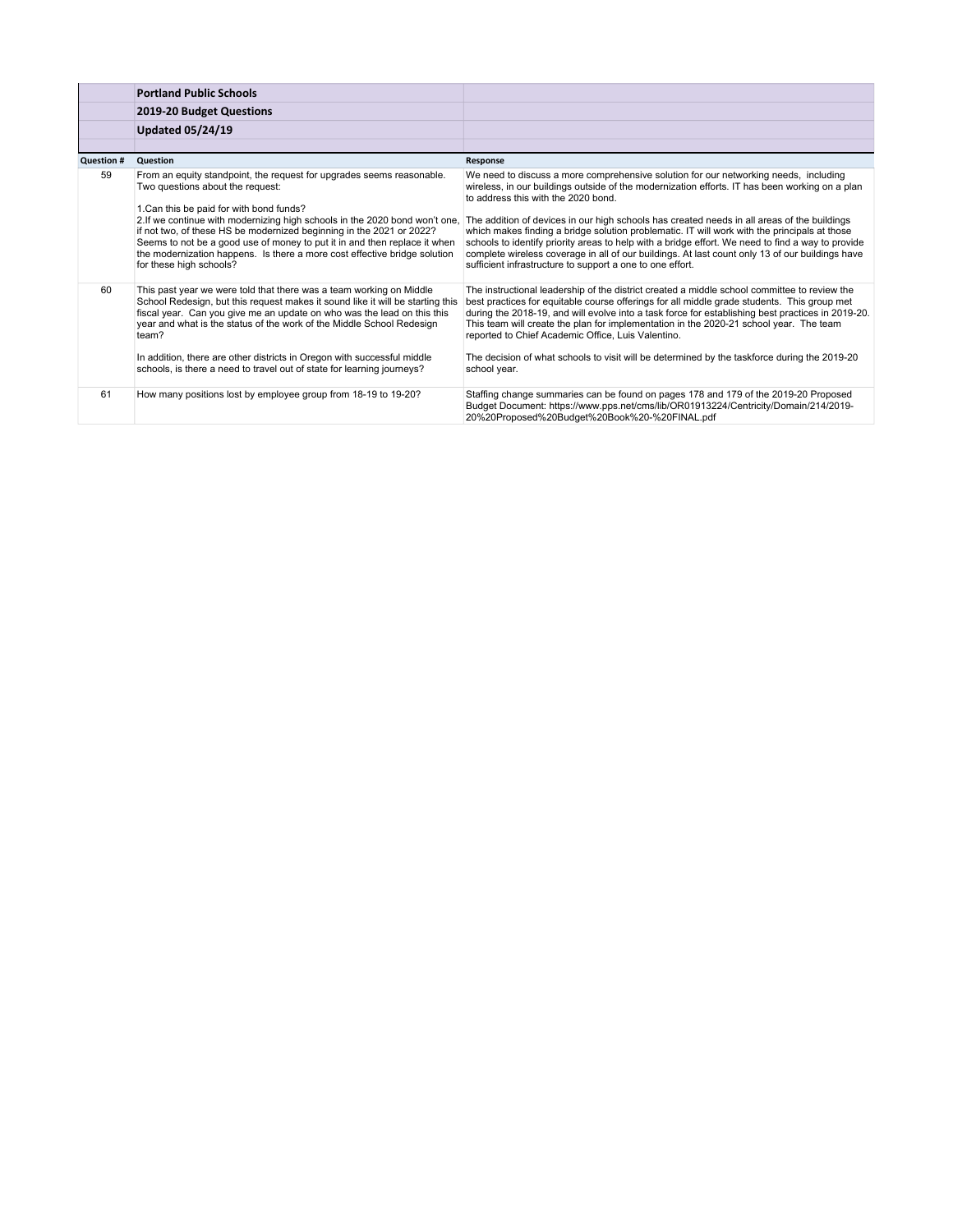| | Portland Public Schools | |
|---|---|---|
| | 2019-20 Budget Questions | |
| | Updated 05/24/19 | |
| | | |
| **Question #** | **Question** | **Response** |
| 59 | From an equity standpoint, the request for upgrades seems reasonable. Two questions about the request:<br><br>1.Can this be paid for with bond funds?<br>2.If we continue with modernizing high schools in the 2020 bond won't one, if not two, of these HS be modernized beginning in the 2021 or 2022? Seems to not be a good use of money to put it in and then replace it when the modernization happens. Is there a more cost effective bridge solution for these high schools? | We need to discuss a more comprehensive solution for our networking needs, including wireless, in our buildings outside of the modernization efforts. IT has been working on a plan to address this with the 2020 bond.<br><br>The addition of devices in our high schools has created needs in all areas of the buildings which makes finding a bridge solution problematic. IT will work with the principals at those schools to identify priority areas to help with a bridge effort. We need to find a way to provide complete wireless coverage in all of our buildings. At last count only 13 of our buildings have sufficient infrastructure to support a one to one effort. |
| 60 | This past year we were told that there was a team working on Middle School Redesign, but this request makes it sound like it will be starting this fiscal year. Can you give me an update on who was the lead on this this year and what is the status of the work of the Middle School Redesign team?<br><br>In addition, there are other districts in Oregon with successful middle schools, is there a need to travel out of state for learning journeys? | The instructional leadership of the district created a middle school committee to review the best practices for equitable course offerings for all middle grade students. This group met during the 2018-19, and will evolve into a task force for establishing best practices in 2019-20. This team will create the plan for implementation in the 2020-21 school year. The team reported to Chief Academic Office, Luis Valentino.<br><br>The decision of what schools to visit will be determined by the taskforce during the 2019-20 school year. |
| 61 | How many positions lost by employee group from 18-19 to 19-20? | Staffing change summaries can be found on pages 178 and 179 of the 2019-20 Proposed Budget Document: https://www.pps.net/cms/lib/OR01913224/Centricity/Domain/214/2019-20%20Proposed%20Budget%20Book%20-%20FINAL.pdf |